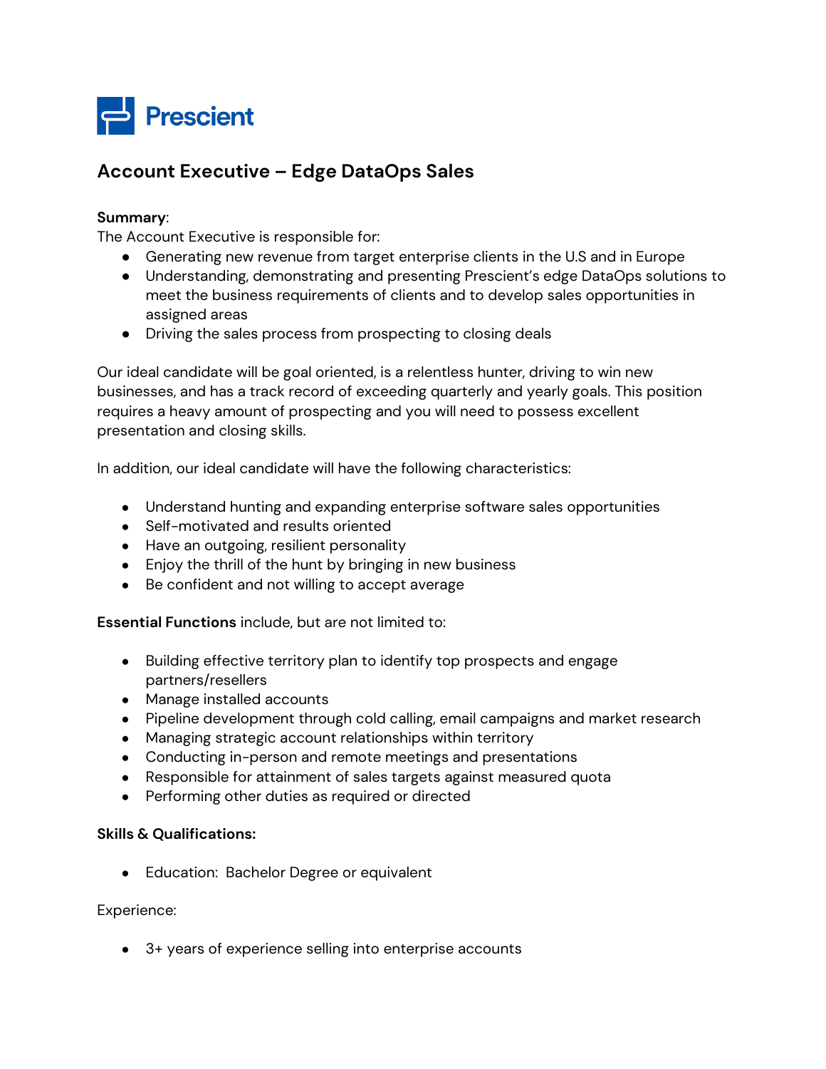Prescient

# Account Executive – Edge DataOps Sales

**Summary**:
The Account Executive is responsible for:

- Generating new revenue from target enterprise clients in the U.S and in Europe
- Understanding, demonstrating and presenting Prescient's edge DataOps solutions to meet the business requirements of clients and to develop sales opportunities in assigned areas
- Driving the sales process from prospecting to closing deals

Our ideal candidate will be goal oriented, is a relentless hunter, driving to win new businesses, and has a track record of exceeding quarterly and yearly goals. This position requires a heavy amount of prospecting and you will need to possess excellent presentation and closing skills.

In addition, our ideal candidate will have the following characteristics:

- Understand hunting and expanding enterprise software sales opportunities
- Self-motivated and results oriented
- Have an outgoing, resilient personality
- Enjoy the thrill of the hunt by bringing in new business
- Be confident and not willing to accept average

**Essential Functions** include, but are not limited to:

- Building effective territory plan to identify top prospects and engage partners/resellers
- Manage installed accounts
- Pipeline development through cold calling, email campaigns and market research
- Managing strategic account relationships within territory
- Conducting in-person and remote meetings and presentations
- Responsible for attainment of sales targets against measured quota
- Performing other duties as required or directed

**Skills & Qualifications:**

- Education: Bachelor Degree or equivalent

Experience:

- 3+ years of experience selling into enterprise accounts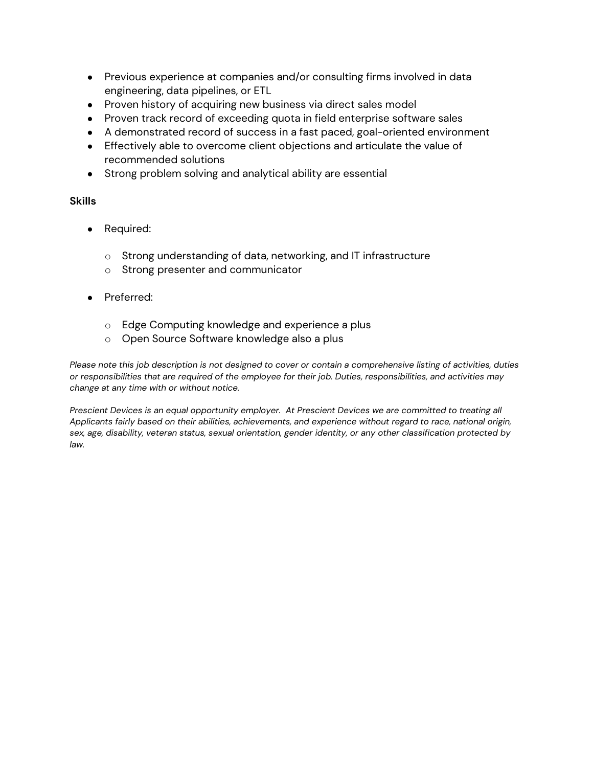- Previous experience at companies and/or consulting firms involved in data engineering, data pipelines, or ETL
- Proven history of acquiring new business via direct sales model
- Proven track record of exceeding quota in field enterprise software sales
- A demonstrated record of success in a fast paced, goal-oriented environment
- Effectively able to overcome client objections and articulate the value of recommended solutions
- Strong problem solving and analytical ability are essential

**Skills**

- Required:
    - Strong understanding of data, networking, and IT infrastructure
    - Strong presenter and communicator
- Preferred:
    - Edge Computing knowledge and experience a plus
    - Open Source Software knowledge also a plus

*Please note this job description is not designed to cover or contain a comprehensive listing of activities, duties or responsibilities that are required of the employee for their job. Duties, responsibilities, and activities may change at any time with or without notice.*

*Prescient Devices is an equal opportunity employer. At Prescient Devices we are committed to treating all Applicants fairly based on their abilities, achievements, and experience without regard to race, national origin, sex, age, disability, veteran status, sexual orientation, gender identity, or any other classification protected by law.*